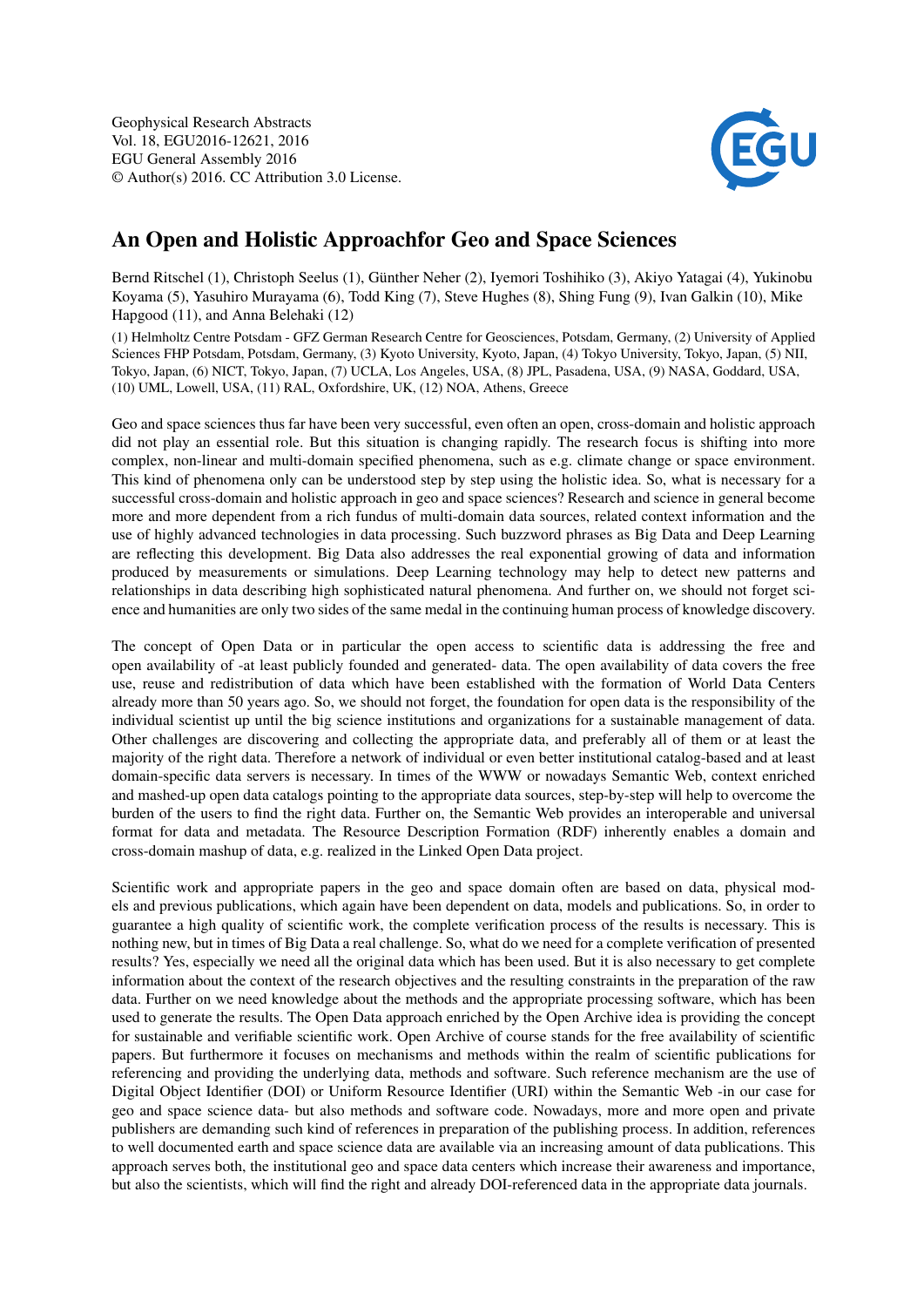Geophysical Research Abstracts
Vol. 18, EGU2016-12621, 2016
EGU General Assembly 2016
© Author(s) 2016. CC Attribution 3.0 License.

# An Open and Holistic Approachfor Geo and Space Sciences

Bernd Ritschel (1), Christoph Seelus (1), Günther Neher (2), Iyemori Toshihiko (3), Akiyo Yatagai (4), Yukinobu Koyama (5), Yasuhiro Murayama (6), Todd King (7), Steve Hughes (8), Shing Fung (9), Ivan Galkin (10), Mike Hapgood (11), and Anna Belehaki (12)

(1) Helmholtz Centre Potsdam - GFZ German Research Centre for Geosciences, Potsdam, Germany, (2) University of Applied Sciences FHP Potsdam, Potsdam, Germany, (3) Kyoto University, Kyoto, Japan, (4) Tokyo University, Tokyo, Japan, (5) NII, Tokyo, Japan, (6) NICT, Tokyo, Japan, (7) UCLA, Los Angeles, USA, (8) JPL, Pasadena, USA, (9) NASA, Goddard, USA, (10) UML, Lowell, USA, (11) RAL, Oxfordshire, UK, (12) NOA, Athens, Greece

Geo and space sciences thus far have been very successful, even often an open, cross-domain and holistic approach did not play an essential role. But this situation is changing rapidly. The research focus is shifting into more complex, non-linear and multi-domain specified phenomena, such as e.g. climate change or space environment. This kind of phenomena only can be understood step by step using the holistic idea. So, what is necessary for a successful cross-domain and holistic approach in geo and space sciences? Research and science in general become more and more dependent from a rich fundus of multi-domain data sources, related context information and the use of highly advanced technologies in data processing. Such buzzword phrases as Big Data and Deep Learning are reflecting this development. Big Data also addresses the real exponential growing of data and information produced by measurements or simulations. Deep Learning technology may help to detect new patterns and relationships in data describing high sophisticated natural phenomena. And further on, we should not forget science and humanities are only two sides of the same medal in the continuing human process of knowledge discovery.

The concept of Open Data or in particular the open access to scientific data is addressing the free and open availability of -at least publicly founded and generated- data. The open availability of data covers the free use, reuse and redistribution of data which have been established with the formation of World Data Centers already more than 50 years ago. So, we should not forget, the foundation for open data is the responsibility of the individual scientist up until the big science institutions and organizations for a sustainable management of data. Other challenges are discovering and collecting the appropriate data, and preferably all of them or at least the majority of the right data. Therefore a network of individual or even better institutional catalog-based and at least domain-specific data servers is necessary. In times of the WWW or nowadays Semantic Web, context enriched and mashed-up open data catalogs pointing to the appropriate data sources, step-by-step will help to overcome the burden of the users to find the right data. Further on, the Semantic Web provides an interoperable and universal format for data and metadata. The Resource Description Formation (RDF) inherently enables a domain and cross-domain mashup of data, e.g. realized in the Linked Open Data project.

Scientific work and appropriate papers in the geo and space domain often are based on data, physical models and previous publications, which again have been dependent on data, models and publications. So, in order to guarantee a high quality of scientific work, the complete verification process of the results is necessary. This is nothing new, but in times of Big Data a real challenge. So, what do we need for a complete verification of presented results? Yes, especially we need all the original data which has been used. But it is also necessary to get complete information about the context of the research objectives and the resulting constraints in the preparation of the raw data. Further on we need knowledge about the methods and the appropriate processing software, which has been used to generate the results. The Open Data approach enriched by the Open Archive idea is providing the concept for sustainable and verifiable scientific work. Open Archive of course stands for the free availability of scientific papers. But furthermore it focuses on mechanisms and methods within the realm of scientific publications for referencing and providing the underlying data, methods and software. Such reference mechanism are the use of Digital Object Identifier (DOI) or Uniform Resource Identifier (URI) within the Semantic Web -in our case for geo and space science data- but also methods and software code. Nowadays, more and more open and private publishers are demanding such kind of references in preparation of the publishing process. In addition, references to well documented earth and space science data are available via an increasing amount of data publications. This approach serves both, the institutional geo and space data centers which increase their awareness and importance, but also the scientists, which will find the right and already DOI-referenced data in the appropriate data journals.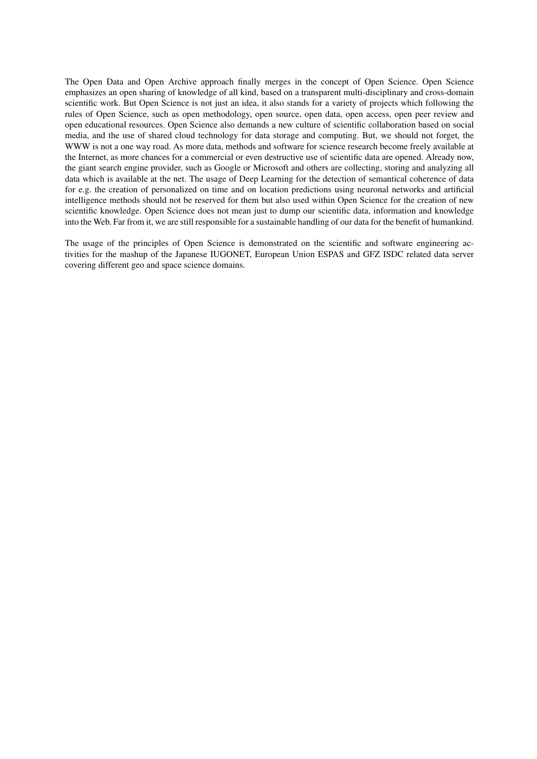The Open Data and Open Archive approach finally merges in the concept of Open Science. Open Science emphasizes an open sharing of knowledge of all kind, based on a transparent multi-disciplinary and cross-domain scientific work. But Open Science is not just an idea, it also stands for a variety of projects which following the rules of Open Science, such as open methodology, open source, open data, open access, open peer review and open educational resources. Open Science also demands a new culture of scientific collaboration based on social media, and the use of shared cloud technology for data storage and computing. But, we should not forget, the WWW is not a one way road. As more data, methods and software for science research become freely available at the Internet, as more chances for a commercial or even destructive use of scientific data are opened. Already now, the giant search engine provider, such as Google or Microsoft and others are collecting, storing and analyzing all data which is available at the net. The usage of Deep Learning for the detection of semantical coherence of data for e.g. the creation of personalized on time and on location predictions using neuronal networks and artificial intelligence methods should not be reserved for them but also used within Open Science for the creation of new scientific knowledge. Open Science does not mean just to dump our scientific data, information and knowledge into the Web. Far from it, we are still responsible for a sustainable handling of our data for the benefit of humankind.

The usage of the principles of Open Science is demonstrated on the scientific and software engineering activities for the mashup of the Japanese IUGONET, European Union ESPAS and GFZ ISDC related data server covering different geo and space science domains.